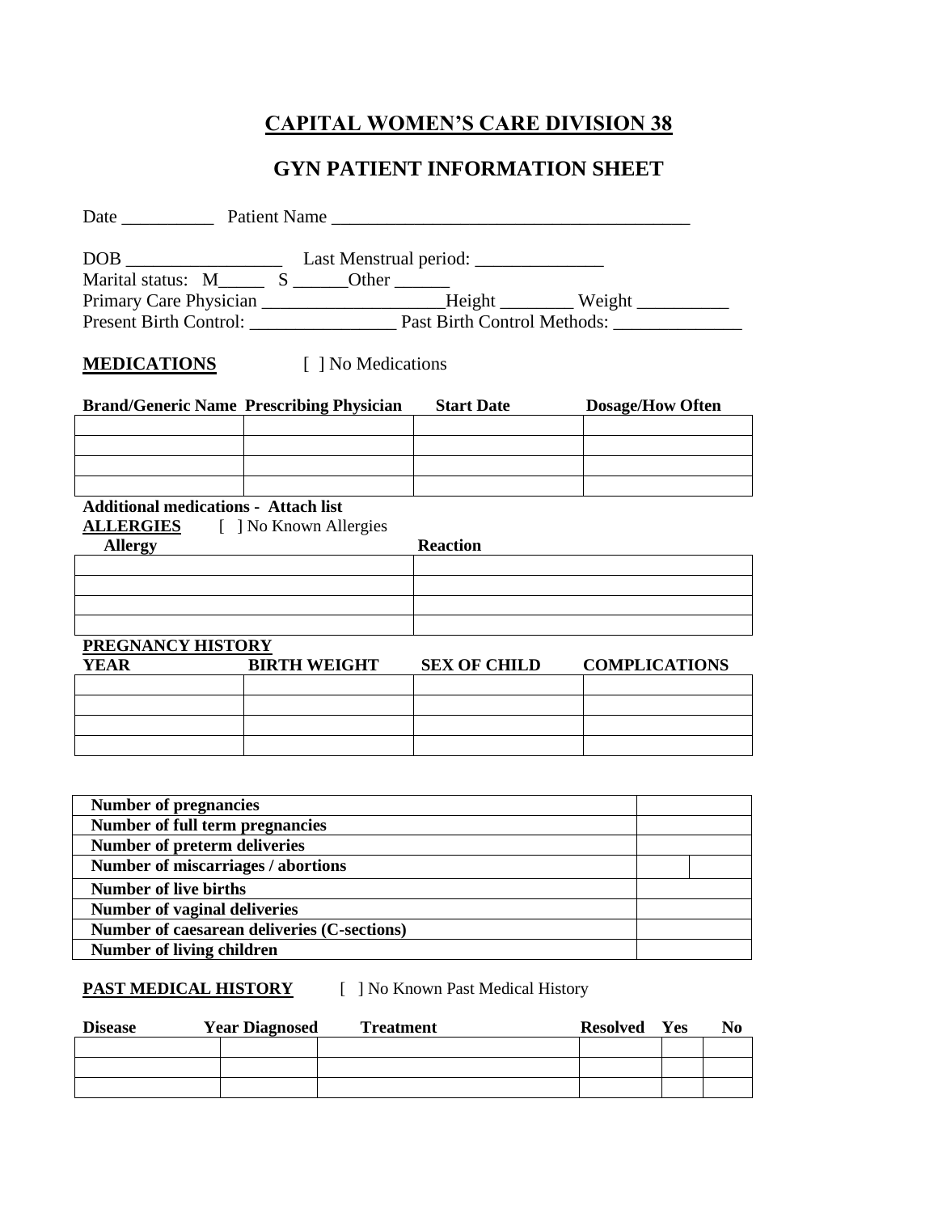# CAPITAL WOMEN'S CARE DIVISION 38

## GYN PATIENT INFORMATION SHEET

Date __________ Patient Name _______________________________________

DOB _________________ Last Menstrual period: ______________

Marital status: M_____ S ______Other ______

Primary Care Physician ____________________Height ________ Weight __________

Present Birth Control: ________________ Past Birth Control Methods: ______________

**MEDICATIONS** [ ] No Medications

| Brand/Generic Name | Prescribing Physician | Start Date | Dosage/How Often |
|---|---|---|---|
| | | | |
| | | | |
| | | | |
| | | | |

**Additional medications - Attach list**

**ALLERGIES** [ ] No Known Allergies

| Allergy | Reaction |
|---|---|
| | |
| | |
| | |
| | |

**PREGNANCY HISTORY**

| YEAR | BIRTH WEIGHT | SEX OF CHILD | COMPLICATIONS |
|---|---|---|---|
| | | | |
| | | | |
| | | | |
| | | | |

| | | |
|---|---|---|
| **Number of pregnancies** | | |
| **Number of full term pregnancies** | | |
| **Number of preterm deliveries** | | |
| **Number of miscarriages / abortions** | | |
| **Number of live births** | | |
| **Number of vaginal deliveries** | | |
| **Number of caesarean deliveries (C-sections)** | | |
| **Number of living children** | | |

**PAST MEDICAL HISTORY** [ ] No Known Past Medical History

| Disease | Year Diagnosed | Treatment | Resolved | Yes | No |
|---|---|---|---|---|---|
| | | | | | |
| | | | | | |
| | | | | | |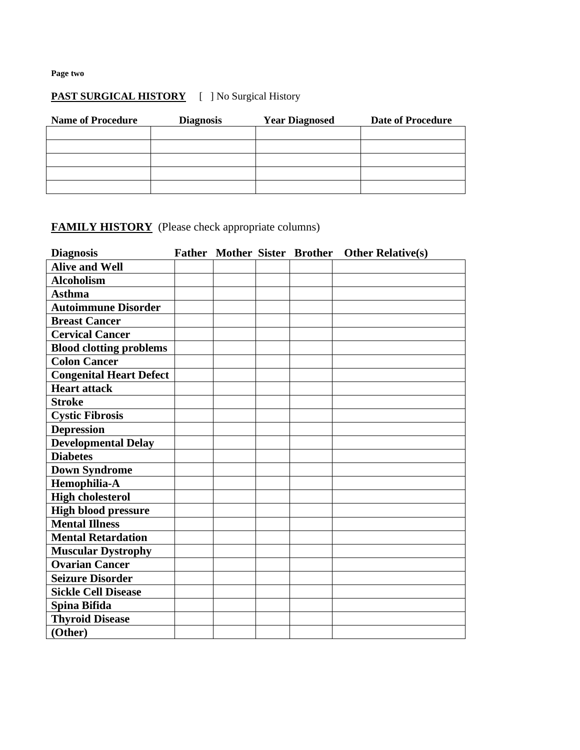**Page two**

**PAST SURGICAL HISTORY** [ ] No Surgical History

| Name of Procedure | Diagnosis | Year Diagnosed | Date of Procedure |
|---|---|---|---|
| | | | |
| | | | |
| | | | |
| | | | |
| | | | |

**FAMILY HISTORY** (Please check appropriate columns)

| Diagnosis | Father | Mother | Sister | Brother | Other Relative(s) |
|---|---|---|---|---|---|
| **Alive and Well** | | | | | |
| **Alcoholism** | | | | | |
| **Asthma** | | | | | |
| **Autoimmune Disorder** | | | | | |
| **Breast Cancer** | | | | | |
| **Cervical Cancer** | | | | | |
| **Blood clotting problems** | | | | | |
| **Colon Cancer** | | | | | |
| **Congenital Heart Defect** | | | | | |
| **Heart attack** | | | | | |
| **Stroke** | | | | | |
| **Cystic Fibrosis** | | | | | |
| **Depression** | | | | | |
| **Developmental Delay** | | | | | |
| **Diabetes** | | | | | |
| **Down Syndrome** | | | | | |
| **Hemophilia-A** | | | | | |
| **High cholesterol** | | | | | |
| **High blood pressure** | | | | | |
| **Mental Illness** | | | | | |
| **Mental Retardation** | | | | | |
| **Muscular Dystrophy** | | | | | |
| **Ovarian Cancer** | | | | | |
| **Seizure Disorder** | | | | | |
| **Sickle Cell Disease** | | | | | |
| **Spina Bifida** | | | | | |
| **Thyroid Disease** | | | | | |
| **(Other)** | | | | | |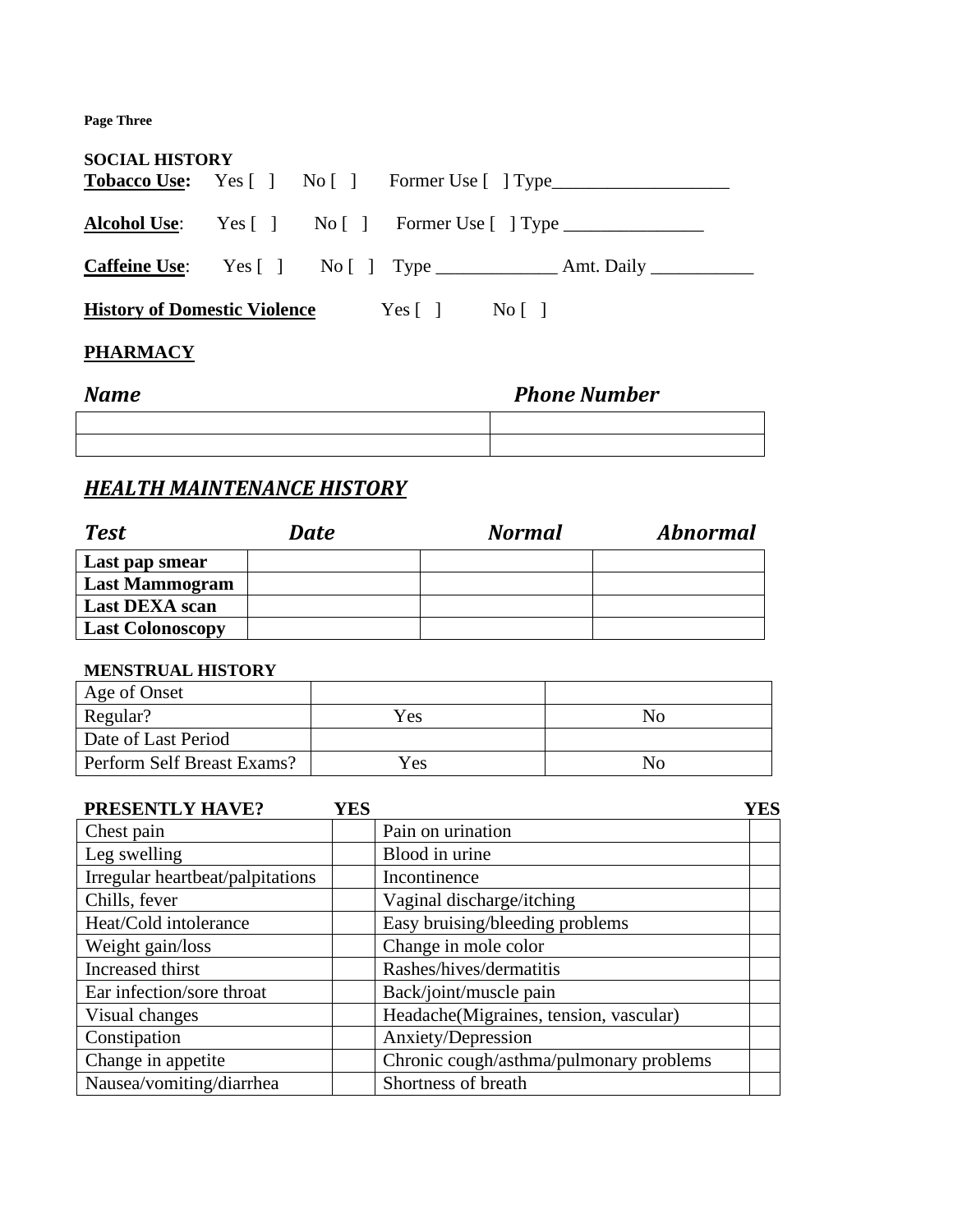**Page Three**

**SOCIAL HISTORY**

**Tobacco Use:** Yes [ ] No [ ] Former Use [ ] Type___________________

**Alcohol Use**: Yes [ ] No [ ] Former Use [ ] Type _______________

**Caffeine Use**: Yes [ ] No [ ] Type _____________ Amt. Daily ___________

**History of Domestic Violence** Yes [ ] No [ ]

**PHARMACY**

| *Name* | *Phone Number* |
|---|---|
| | |
| | |

## *HEALTH MAINTENANCE HISTORY*

| *Test* | *Date* | *Normal* | *Abnormal* |
|---|---|---|---|
| **Last pap smear** | | | |
| **Last Mammogram** | | | |
| **Last DEXA scan** | | | |
| **Last Colonoscopy** | | | |

**MENSTRUAL HISTORY**

| | | |
|---|---|---|
| Age of Onset | | |
| Regular? | Yes | No |
| Date of Last Period | | |
| Perform Self Breast Exams? | Yes | No |

| **PRESENTLY HAVE?** | **YES** | | **YES** |
|---|---|---|---|
| Chest pain | | Pain on urination | |
| Leg swelling | | Blood in urine | |
| Irregular heartbeat/palpitations | | Incontinence | |
| Chills, fever | | Vaginal discharge/itching | |
| Heat/Cold intolerance | | Easy bruising/bleeding problems | |
| Weight gain/loss | | Change in mole color | |
| Increased thirst | | Rashes/hives/dermatitis | |
| Ear infection/sore throat | | Back/joint/muscle pain | |
| Visual changes | | Headache(Migraines, tension, vascular) | |
| Constipation | | Anxiety/Depression | |
| Change in appetite | | Chronic cough/asthma/pulmonary problems | |
| Nausea/vomiting/diarrhea | | Shortness of breath | |